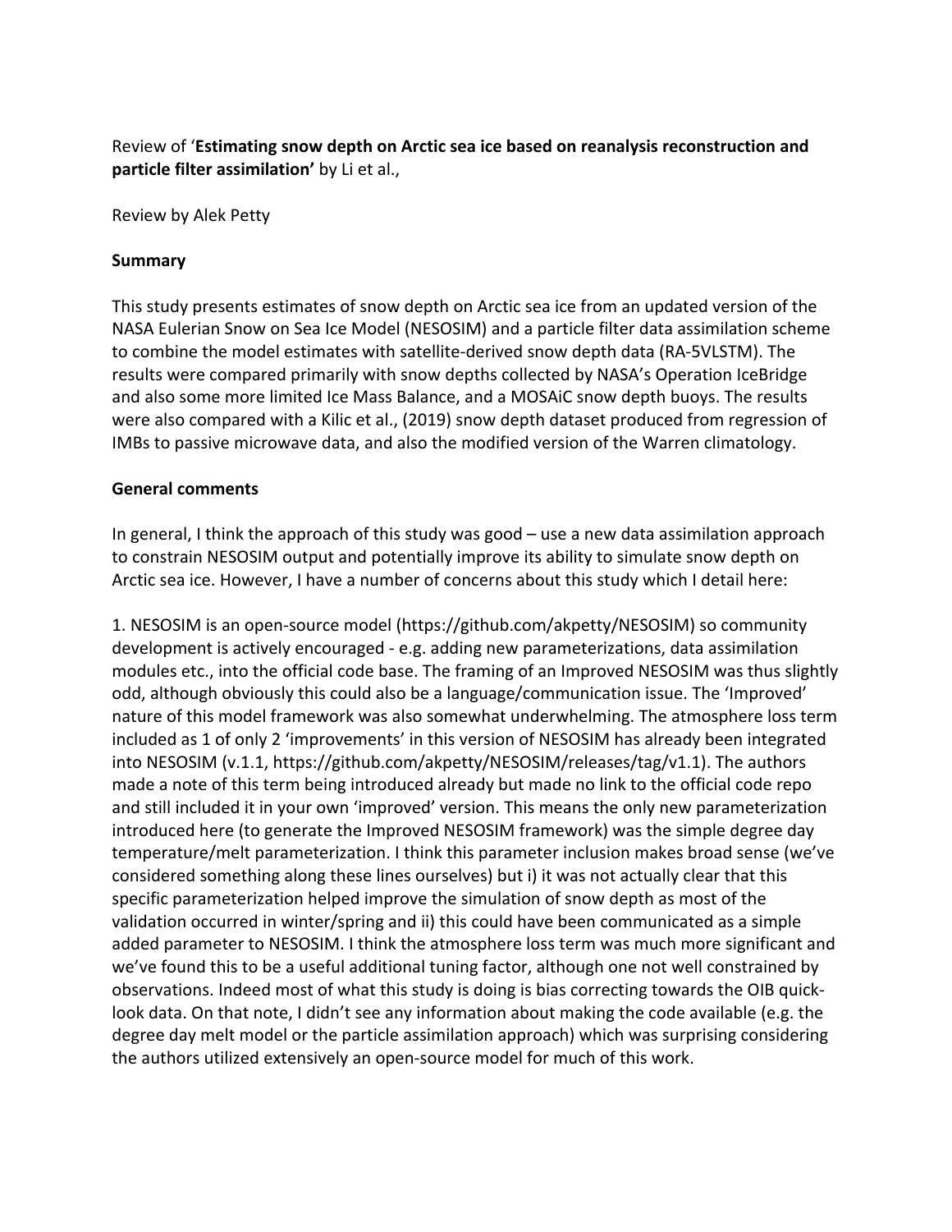Review of '**Estimating snow depth on Arctic sea ice based on reanalysis reconstruction and particle filter assimilation'** by Li et al.,

Review by Alek Petty

**Summary**

This study presents estimates of snow depth on Arctic sea ice from an updated version of the NASA Eulerian Snow on Sea Ice Model (NESOSIM) and a particle filter data assimilation scheme to combine the model estimates with satellite-derived snow depth data (RA-5VLSTM). The results were compared primarily with snow depths collected by NASA's Operation IceBridge and also some more limited Ice Mass Balance, and a MOSAiC snow depth buoys. The results were also compared with a Kilic et al., (2019) snow depth dataset produced from regression of IMBs to passive microwave data, and also the modified version of the Warren climatology.

**General comments**

In general, I think the approach of this study was good – use a new data assimilation approach to constrain NESOSIM output and potentially improve its ability to simulate snow depth on Arctic sea ice. However, I have a number of concerns about this study which I detail here:

1. NESOSIM is an open-source model (https://github.com/akpetty/NESOSIM) so community development is actively encouraged - e.g. adding new parameterizations, data assimilation modules etc., into the official code base. The framing of an Improved NESOSIM was thus slightly odd, although obviously this could also be a language/communication issue. The 'Improved' nature of this model framework was also somewhat underwhelming. The atmosphere loss term included as 1 of only 2 'improvements' in this version of NESOSIM has already been integrated into NESOSIM (v.1.1, https://github.com/akpetty/NESOSIM/releases/tag/v1.1). The authors made a note of this term being introduced already but made no link to the official code repo and still included it in your own 'improved' version. This means the only new parameterization introduced here (to generate the Improved NESOSIM framework) was the simple degree day temperature/melt parameterization. I think this parameter inclusion makes broad sense (we've considered something along these lines ourselves) but i) it was not actually clear that this specific parameterization helped improve the simulation of snow depth as most of the validation occurred in winter/spring and ii) this could have been communicated as a simple added parameter to NESOSIM. I think the atmosphere loss term was much more significant and we've found this to be a useful additional tuning factor, although one not well constrained by observations. Indeed most of what this study is doing is bias correcting towards the OIB quick-look data. On that note, I didn't see any information about making the code available (e.g. the degree day melt model or the particle assimilation approach) which was surprising considering the authors utilized extensively an open-source model for much of this work.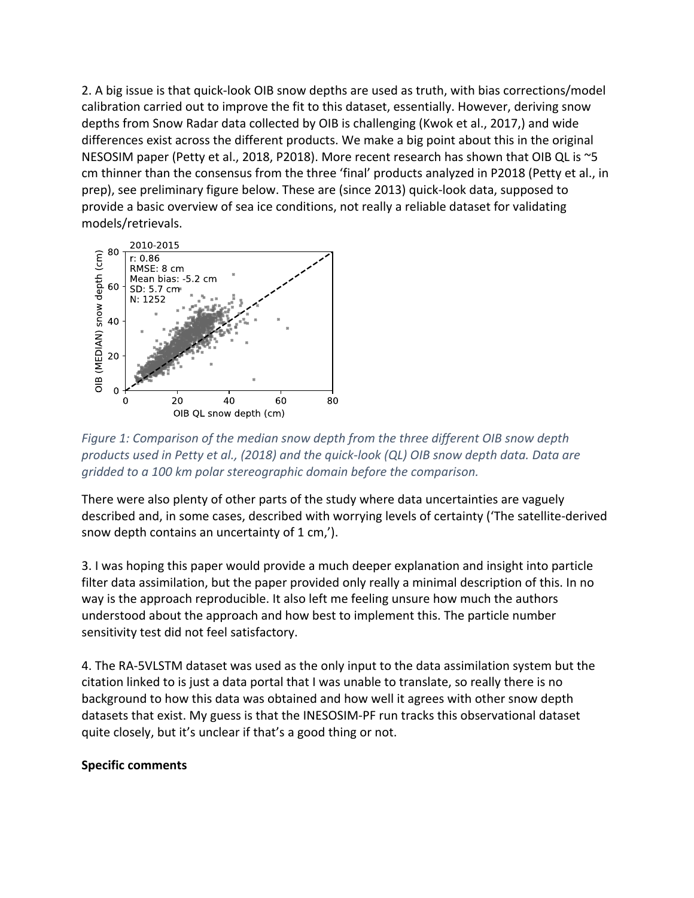2. A big issue is that quick-look OIB snow depths are used as truth, with bias corrections/model calibration carried out to improve the fit to this dataset, essentially. However, deriving snow depths from Snow Radar data collected by OIB is challenging (Kwok et al., 2017,) and wide differences exist across the different products. We make a big point about this in the original NESOSIM paper (Petty et al., 2018, P2018). More recent research has shown that OIB QL is ~5 cm thinner than the consensus from the three 'final' products analyzed in P2018 (Petty et al., in prep), see preliminary figure below. These are (since 2013) quick-look data, supposed to provide a basic overview of sea ice conditions, not really a reliable dataset for validating models/retrievals.

*Figure 1: Comparison of the median snow depth from the three different OIB snow depth products used in Petty et al., (2018) and the quick-look (QL) OIB snow depth data. Data are gridded to a 100 km polar stereographic domain before the comparison.*

There were also plenty of other parts of the study where data uncertainties are vaguely described and, in some cases, described with worrying levels of certainty ('The satellite-derived snow depth contains an uncertainty of 1 cm,').

3. I was hoping this paper would provide a much deeper explanation and insight into particle filter data assimilation, but the paper provided only really a minimal description of this. In no way is the approach reproducible. It also left me feeling unsure how much the authors understood about the approach and how best to implement this. The particle number sensitivity test did not feel satisfactory.

4. The RA-5VLSTM dataset was used as the only input to the data assimilation system but the citation linked to is just a data portal that I was unable to translate, so really there is no background to how this data was obtained and how well it agrees with other snow depth datasets that exist. My guess is that the INESOSIM-PF run tracks this observational dataset quite closely, but it's unclear if that's a good thing or not.

**Specific comments**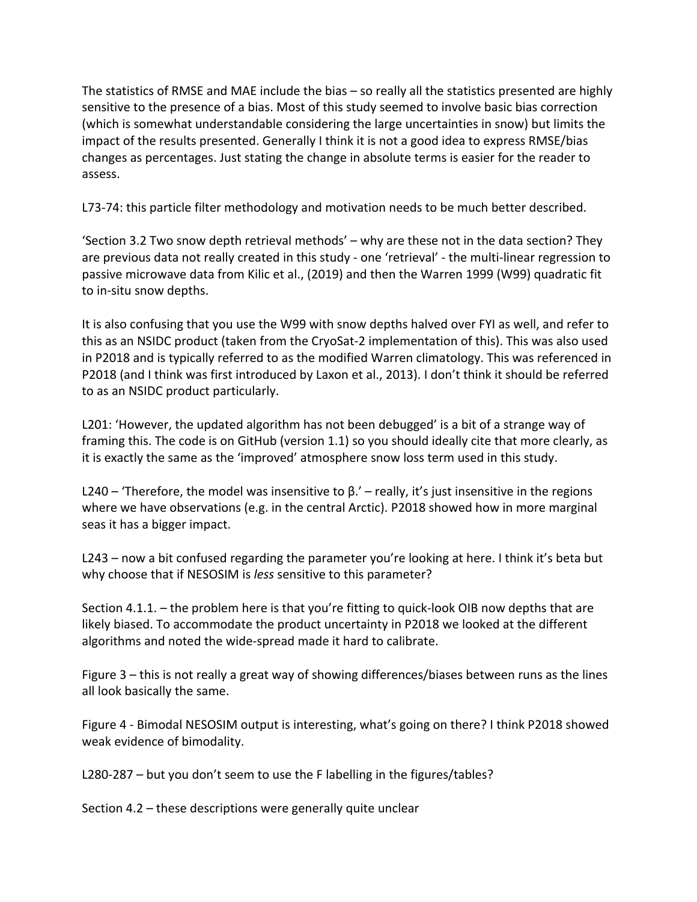The statistics of RMSE and MAE include the bias – so really all the statistics presented are highly sensitive to the presence of a bias. Most of this study seemed to involve basic bias correction (which is somewhat understandable considering the large uncertainties in snow) but limits the impact of the results presented. Generally I think it is not a good idea to express RMSE/bias changes as percentages. Just stating the change in absolute terms is easier for the reader to assess.

L73-74: this particle filter methodology and motivation needs to be much better described.

'Section 3.2 Two snow depth retrieval methods' – why are these not in the data section? They are previous data not really created in this study - one 'retrieval' - the multi-linear regression to passive microwave data from Kilic et al., (2019) and then the Warren 1999 (W99) quadratic fit to in-situ snow depths.

It is also confusing that you use the W99 with snow depths halved over FYI as well, and refer to this as an NSIDC product (taken from the CryoSat-2 implementation of this). This was also used in P2018 and is typically referred to as the modified Warren climatology. This was referenced in P2018 (and I think was first introduced by Laxon et al., 2013). I don't think it should be referred to as an NSIDC product particularly.

L201: 'However, the updated algorithm has not been debugged' is a bit of a strange way of framing this. The code is on GitHub (version 1.1) so you should ideally cite that more clearly, as it is exactly the same as the 'improved' atmosphere snow loss term used in this study.

L240 – 'Therefore, the model was insensitive to β.' – really, it's just insensitive in the regions where we have observations (e.g. in the central Arctic). P2018 showed how in more marginal seas it has a bigger impact.

L243 – now a bit confused regarding the parameter you're looking at here. I think it's beta but why choose that if NESOSIM is *less* sensitive to this parameter?

Section 4.1.1. – the problem here is that you're fitting to quick-look OIB now depths that are likely biased. To accommodate the product uncertainty in P2018 we looked at the different algorithms and noted the wide-spread made it hard to calibrate.

Figure 3 – this is not really a great way of showing differences/biases between runs as the lines all look basically the same.

Figure 4 - Bimodal NESOSIM output is interesting, what's going on there? I think P2018 showed weak evidence of bimodality.

L280-287 – but you don't seem to use the F labelling in the figures/tables?

Section 4.2 – these descriptions were generally quite unclear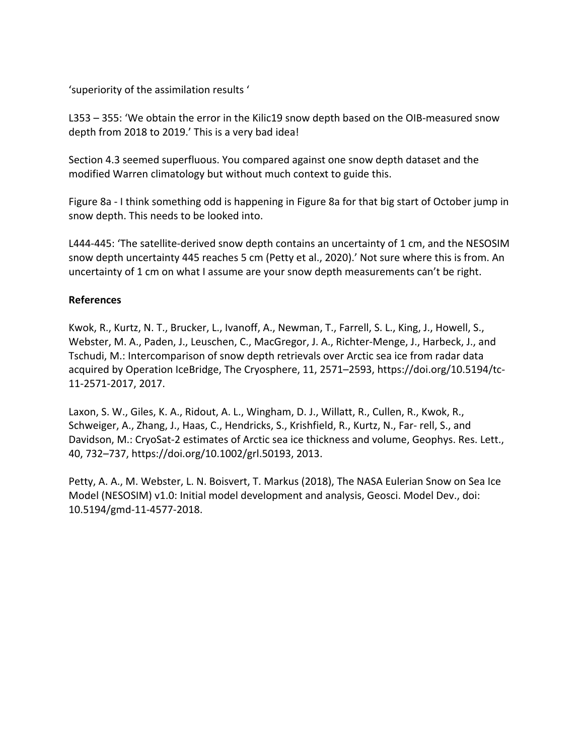'superiority of the assimilation results '

L353 – 355: 'We obtain the error in the Kilic19 snow depth based on the OIB-measured snow depth from 2018 to 2019.' This is a very bad idea!

Section 4.3 seemed superfluous. You compared against one snow depth dataset and the modified Warren climatology but without much context to guide this.

Figure 8a - I think something odd is happening in Figure 8a for that big start of October jump in snow depth. This needs to be looked into.

L444-445: 'The satellite-derived snow depth contains an uncertainty of 1 cm, and the NESOSIM snow depth uncertainty 445 reaches 5 cm (Petty et al., 2020).' Not sure where this is from. An uncertainty of 1 cm on what I assume are your snow depth measurements can't be right.

**References**

Kwok, R., Kurtz, N. T., Brucker, L., Ivanoff, A., Newman, T., Farrell, S. L., King, J., Howell, S., Webster, M. A., Paden, J., Leuschen, C., MacGregor, J. A., Richter-Menge, J., Harbeck, J., and Tschudi, M.: Intercomparison of snow depth retrievals over Arctic sea ice from radar data acquired by Operation IceBridge, The Cryosphere, 11, 2571–2593, https://doi.org/10.5194/tc-11-2571-2017, 2017.

Laxon, S. W., Giles, K. A., Ridout, A. L., Wingham, D. J., Willatt, R., Cullen, R., Kwok, R., Schweiger, A., Zhang, J., Haas, C., Hendricks, S., Krishfield, R., Kurtz, N., Far- rell, S., and Davidson, M.: CryoSat-2 estimates of Arctic sea ice thickness and volume, Geophys. Res. Lett., 40, 732–737, https://doi.org/10.1002/grl.50193, 2013.

Petty, A. A., M. Webster, L. N. Boisvert, T. Markus (2018), The NASA Eulerian Snow on Sea Ice Model (NESOSIM) v1.0: Initial model development and analysis, Geosci. Model Dev., doi: 10.5194/gmd-11-4577-2018.